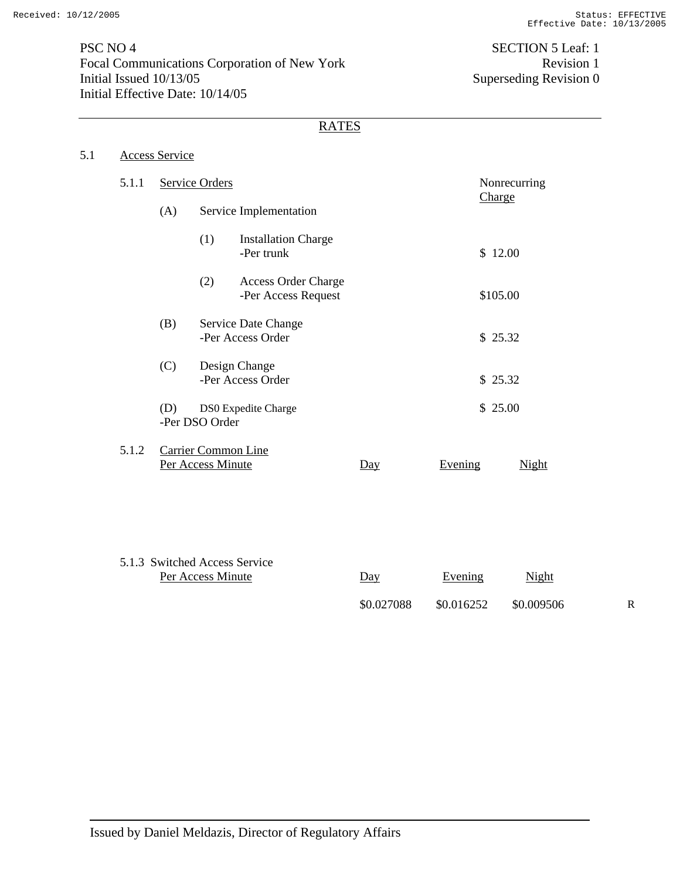PSC NO 4
Focal Communications Corporation of New York
Initial Issued 10/13/05
Initial Effective Date: 10/14/05

SECTION 5 Leaf: 1
Revision 1
Superseding Revision 0

# RATES

## 5.1 Access Service

### 5.1.1 Service Orders

| | Nonrecurring Charge |
|---|---|
| (A) Service Implementation | |
| (1) Installation Charge -Per trunk | $ 12.00 |
| (2) Access Order Charge -Per Access Request | $105.00 |
| (B) Service Date Change -Per Access Order | $ 25.32 |
| (C) Design Change -Per Access Order | $ 25.32 |
| (D) DS0 Expedite Charge -Per DSO Order | $ 25.00 |

### 5.1.2 Carrier Common Line

| Per Access Minute | Day | Evening | Night |
|---|---|---|---|

### 5.1.3 Switched Access Service

| Per Access Minute | Day | Evening | Night | |
|---|---|---|---|---|
| | $0.027088 | $0.016252 | $0.009506 | R |

Issued by Daniel Meldazis, Director of Regulatory Affairs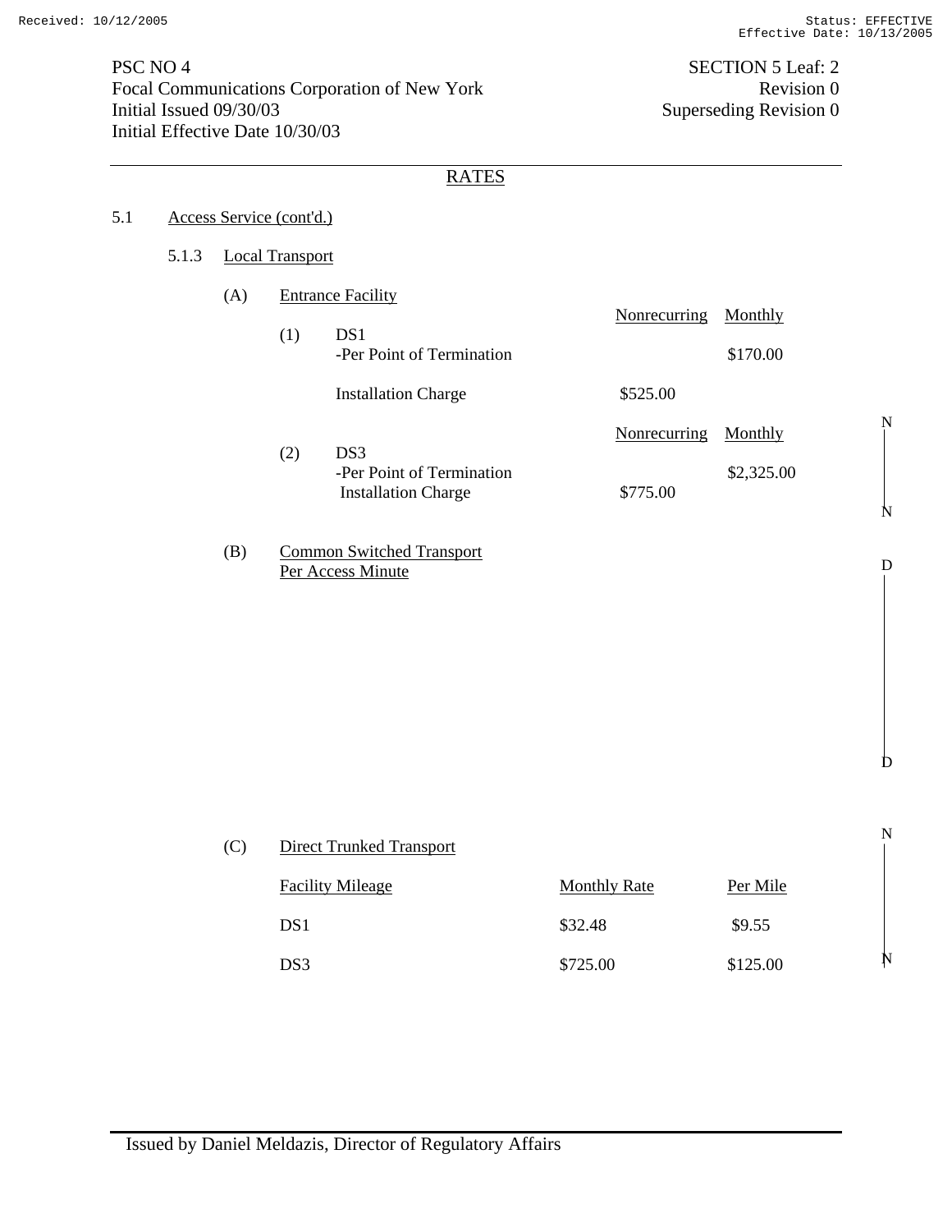PSC NO 4
Focal Communications Corporation of New York
Initial Issued 09/30/03
Initial Effective Date 10/30/03

SECTION 5 Leaf: 2
Revision 0
Superseding Revision 0

## RATES

5.1 Access Service (cont'd.)

5.1.3 Local Transport

(A) Entrance Facility

| | | Nonrecurring | Monthly |
|---|---|---|---|
| (1) | DS1 -Per Point of Termination | | $170.00 |
| | Installation Charge | $525.00 | |

| | | Nonrecurring | Monthly |
|---|---|---|---|
| (2) | DS3 -Per Point of Termination | | $2,325.00 |
| | Installation Charge | $775.00 | |

(B) Common Switched Transport Per Access Minute

(C) Direct Trunked Transport

| Facility Mileage | Monthly Rate | Per Mile |
|---|---|---|
| DS1 | $32.48 | $9.55 |
| DS3 | $725.00 | $125.00 |

Issued by Daniel Meldazis, Director of Regulatory Affairs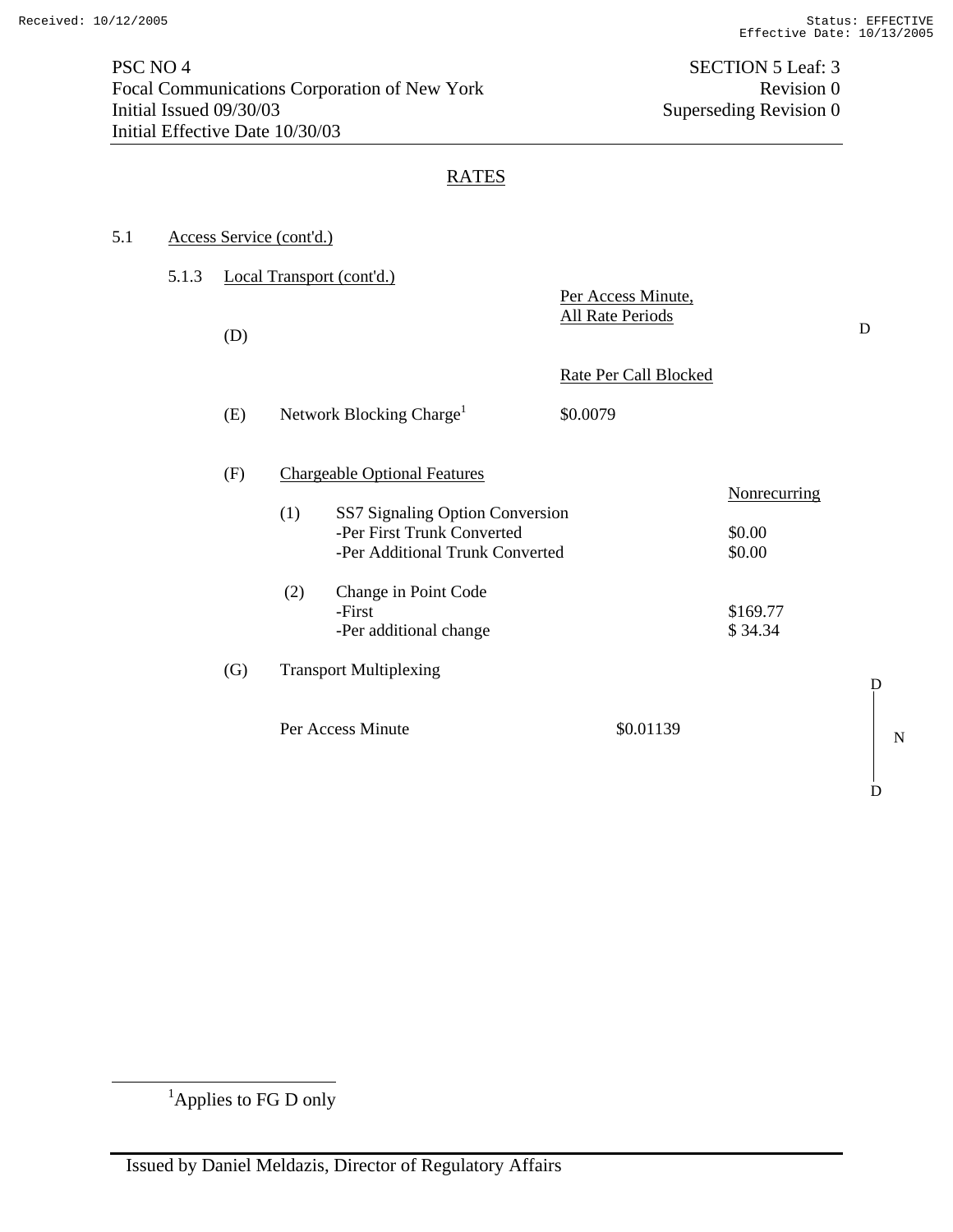PSC NO 4 SECTION 5 Leaf: 3
Focal Communications Corporation of New York Revision 0
Initial Issued 09/30/03 Superseding Revision 0
Initial Effective Date 10/30/03

## RATES

5.1 Access Service (cont'd.)

5.1.3 Local Transport (cont'd.)

| | | | Per Access Minute, All Rate Periods | | |
|---|---|---|---|---|---|
| (D) | | | | | D |
| | | | Rate Per Call Blocked | | |
| (E) | Network Blocking Charge[1] | | $0.0079 | | |

(F) Chargeable Optional Features

| | | Nonrecurring |
|---|---|---|
| (1) | SS7 Signaling Option Conversion | |
| | -Per First Trunk Converted | $0.00 |
| | -Per Additional Trunk Converted | $0.00 |
| (2) | Change in Point Code | |
| | -First | $169.77 |
| | -Per additional change | $ 34.34 |

(G) Transport Multiplexing D

Per Access Minute $0.01139 N

D

[1] Applies to FG D only

Issued by Daniel Meldazis, Director of Regulatory Affairs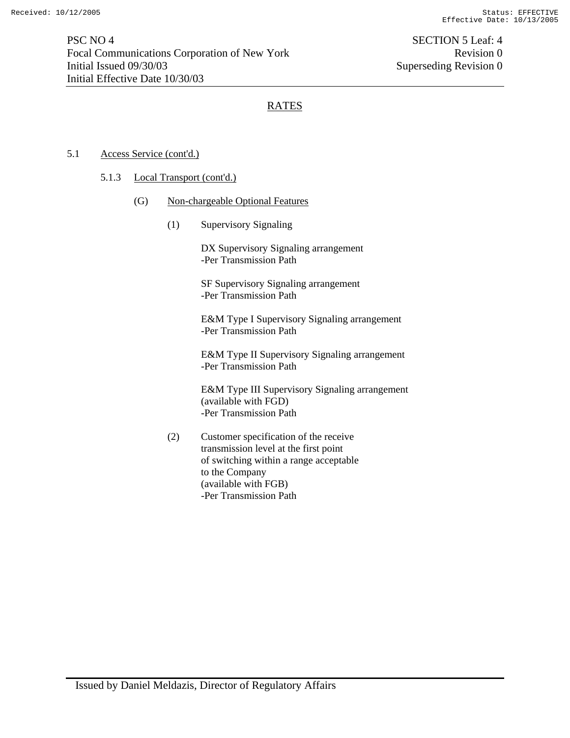## RATES

5.1 Access Service (cont'd.)

5.1.3 Local Transport (cont'd.)

(G) Non-chargeable Optional Features

(1) Supervisory Signaling

DX Supervisory Signaling arrangement
-Per Transmission Path

SF Supervisory Signaling arrangement
-Per Transmission Path

E&M Type I Supervisory Signaling arrangement
-Per Transmission Path

E&M Type II Supervisory Signaling arrangement
-Per Transmission Path

E&M Type III Supervisory Signaling arrangement
(available with FGD)
-Per Transmission Path

(2) Customer specification of the receive transmission level at the first point of switching within a range acceptable to the Company
(available with FGB)
-Per Transmission Path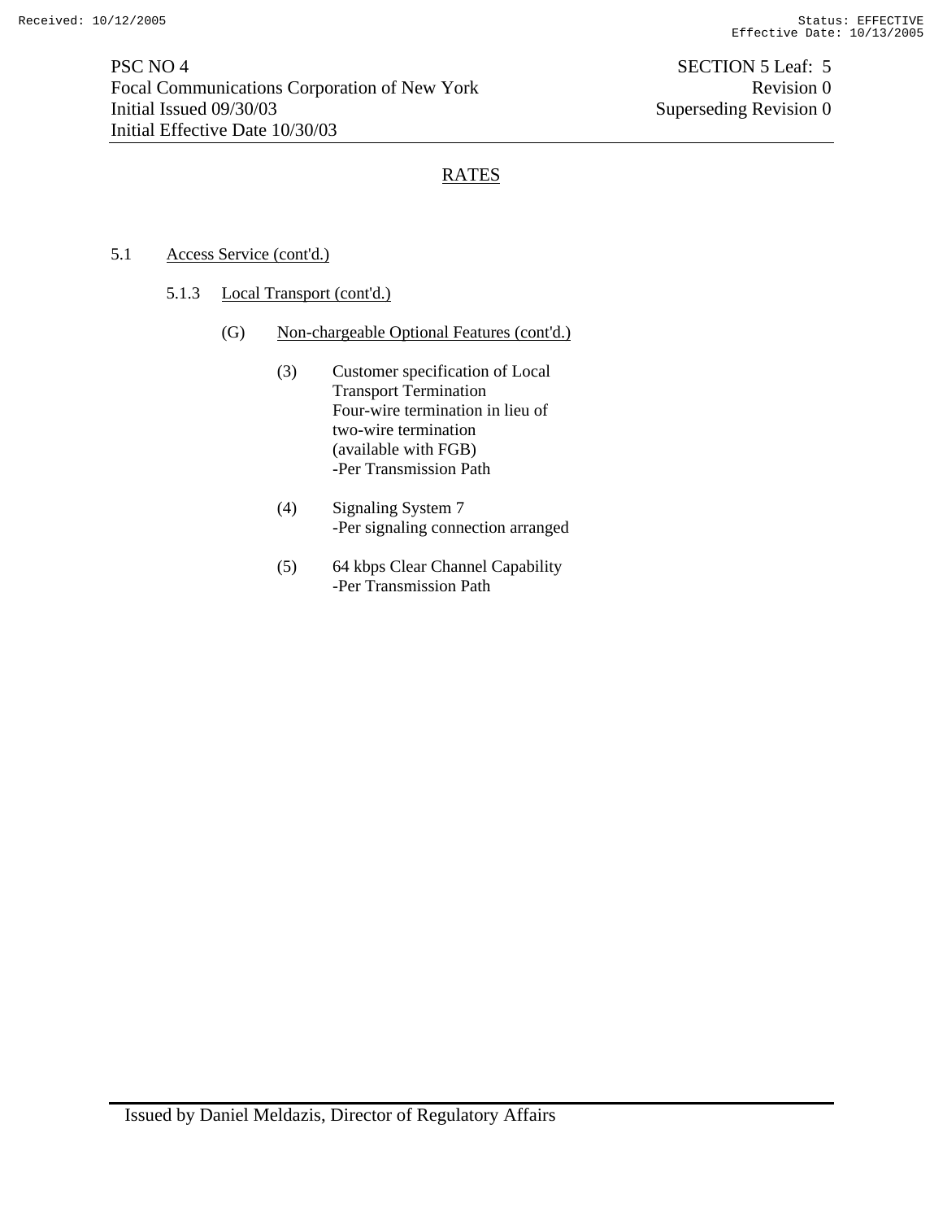## RATES

5.1 Access Service (cont'd.)

5.1.3 Local Transport (cont'd.)

(G) Non-chargeable Optional Features (cont'd.)

(3) Customer specification of Local Transport Termination
Four-wire termination in lieu of two-wire termination
(available with FGB)
-Per Transmission Path

(4) Signaling System 7
-Per signaling connection arranged

(5) 64 kbps Clear Channel Capability
-Per Transmission Path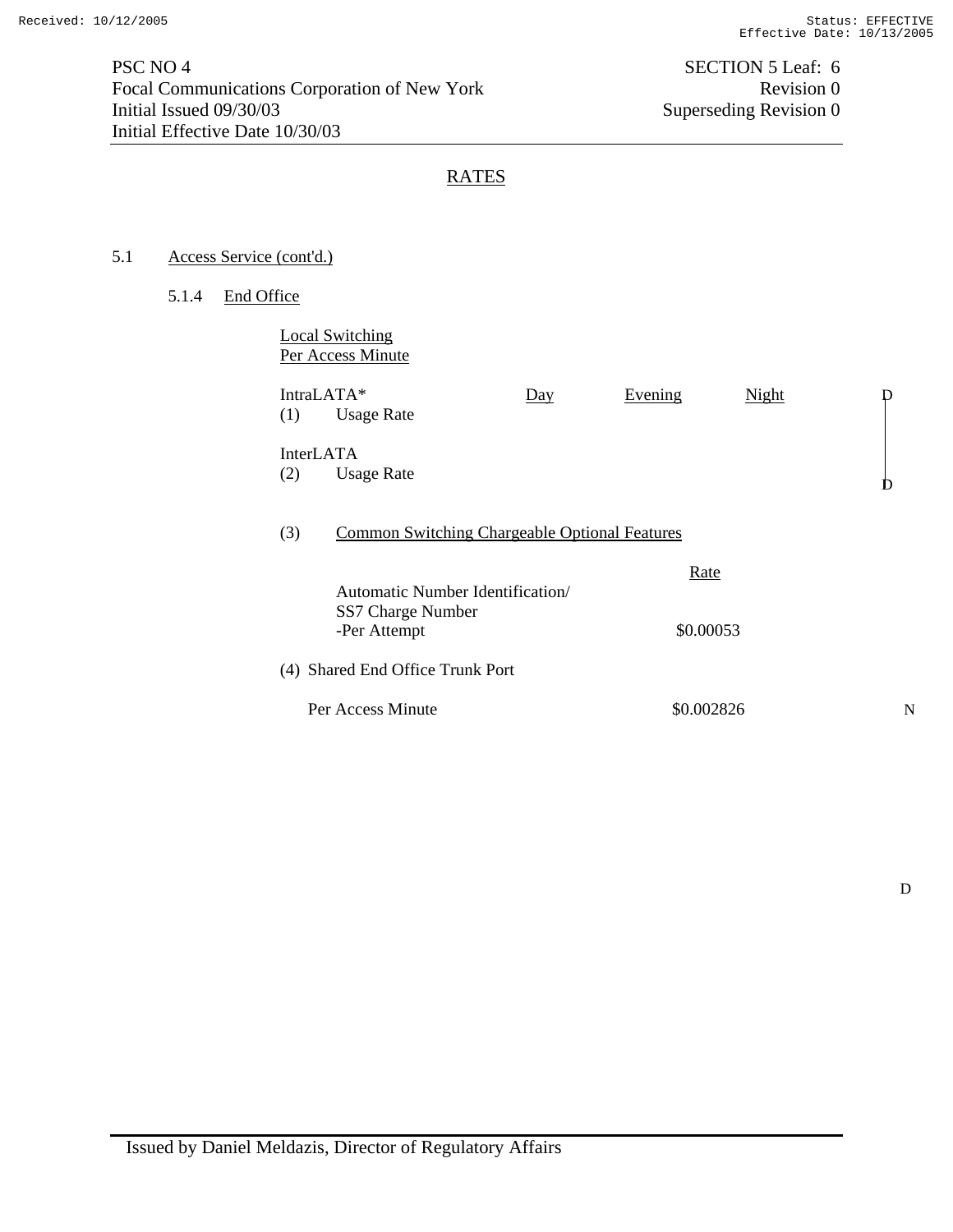Received: 10/12/2005 Status: EFFECTIVE Effective Date: 10/13/2005

PSC NO 4
Focal Communications Corporation of New York
Initial Issued 09/30/03
Initial Effective Date 10/30/03

SECTION 5 Leaf: 6
Revision 0
Superseding Revision 0

## RATES

5.1 Access Service (cont'd.)

5.1.4 End Office

Local Switching
Per Access Minute

| | Day | Evening | Night | |
|---|---|---|---|---|
| IntraLATA* | | | | D |
| (1) Usage Rate | | | | |
| InterLATA | | | | |
| (2) Usage Rate | | | | D |

(3) Common Switching Chargeable Optional Features

| | Rate |
|---|---|
| Automatic Number Identification/ SS7 Charge Number -Per Attempt | $0.00053 |

(4) Shared End Office Trunk Port

| | | |
|---|---|---|
| Per Access Minute | $0.002826 | N |

D

Issued by Daniel Meldazis, Director of Regulatory Affairs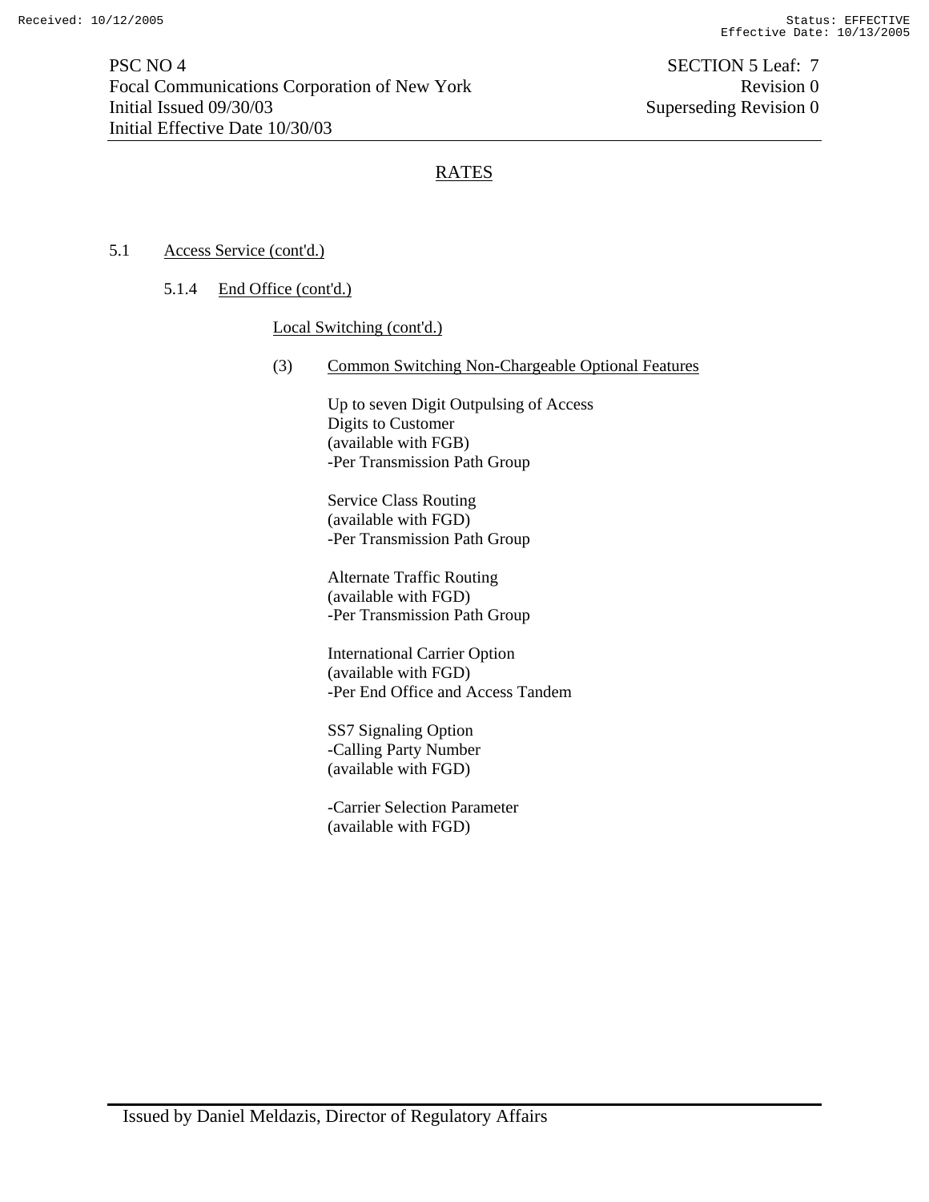## RATES

5.1 Access Service (cont'd.)

5.1.4 End Office (cont'd.)

Local Switching (cont'd.)

(3) Common Switching Non-Chargeable Optional Features

Up to seven Digit Outpulsing of Access
Digits to Customer
(available with FGB)
-Per Transmission Path Group

Service Class Routing
(available with FGD)
-Per Transmission Path Group

Alternate Traffic Routing
(available with FGD)
-Per Transmission Path Group

International Carrier Option
(available with FGD)
-Per End Office and Access Tandem

SS7 Signaling Option
-Calling Party Number
(available with FGD)

-Carrier Selection Parameter
(available with FGD)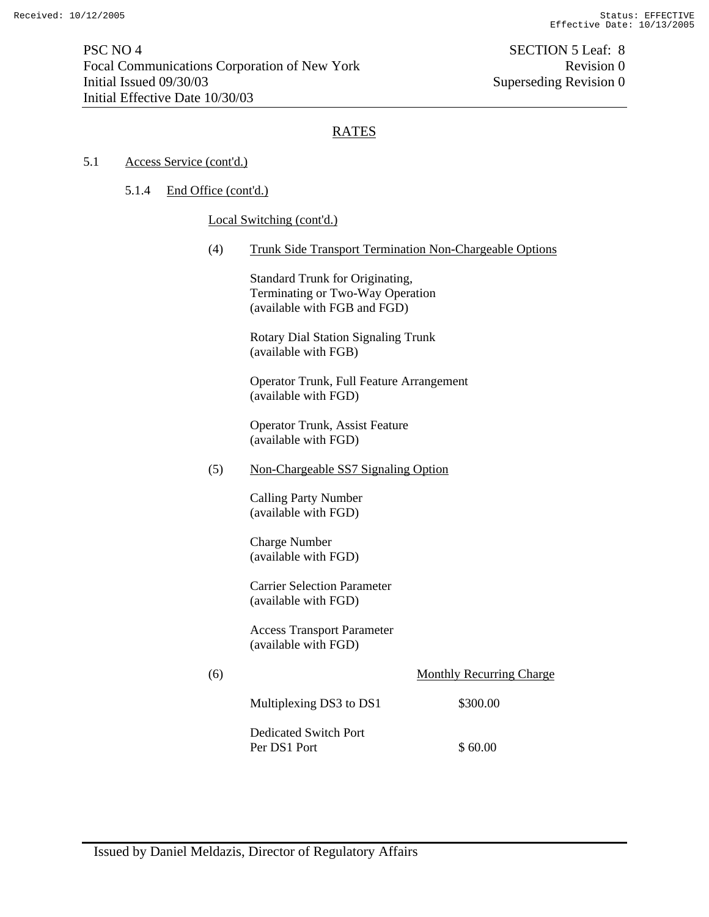## RATES

### 5.1 Access Service (cont'd.)

#### 5.1.4 End Office (cont'd.)

Local Switching (cont'd.)

(4) Trunk Side Transport Termination Non-Chargeable Options

Standard Trunk for Originating, Terminating or Two-Way Operation (available with FGB and FGD)

Rotary Dial Station Signaling Trunk (available with FGB)

Operator Trunk, Full Feature Arrangement (available with FGD)

Operator Trunk, Assist Feature (available with FGD)

(5) Non-Chargeable SS7 Signaling Option

Calling Party Number (available with FGD)

Charge Number (available with FGD)

Carrier Selection Parameter (available with FGD)

Access Transport Parameter (available with FGD)

(6)

| | Monthly Recurring Charge |
|---|---|
| Multiplexing DS3 to DS1 | $300.00 |
| Dedicated Switch Port Per DS1 Port | $ 60.00 |

Issued by Daniel Meldazis, Director of Regulatory Affairs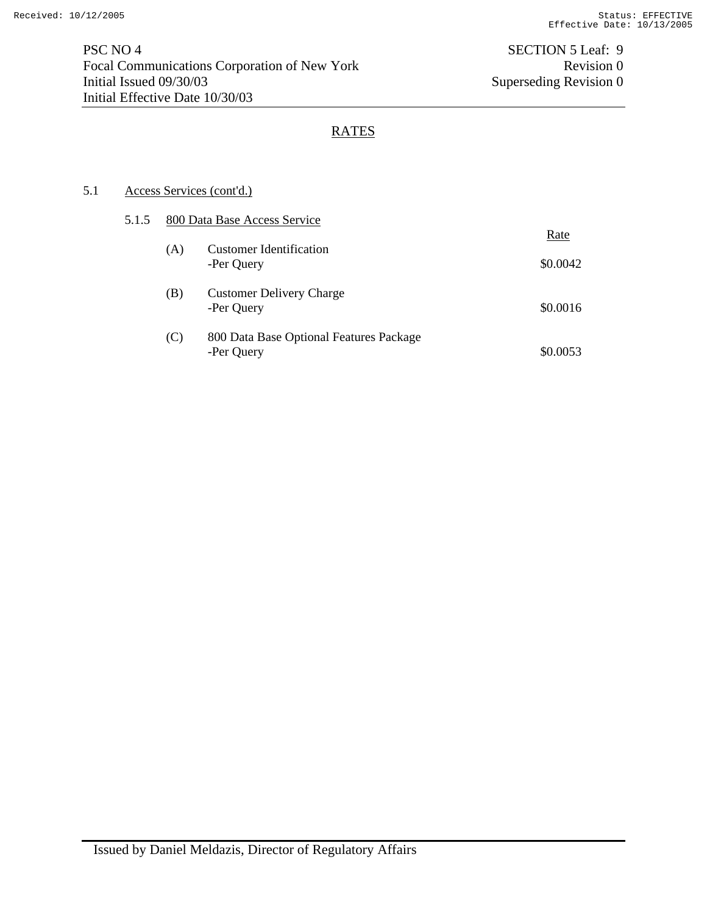## RATES

5.1 Access Services (cont'd.)

5.1.5 800 Data Base Access Service

| | | Rate |
|---|---|---|
| (A) | Customer Identification<br>-Per Query | $0.0042 |
| (B) | Customer Delivery Charge<br>-Per Query | $0.0016 |
| (C) | 800 Data Base Optional Features Package<br>-Per Query | $0.0053 |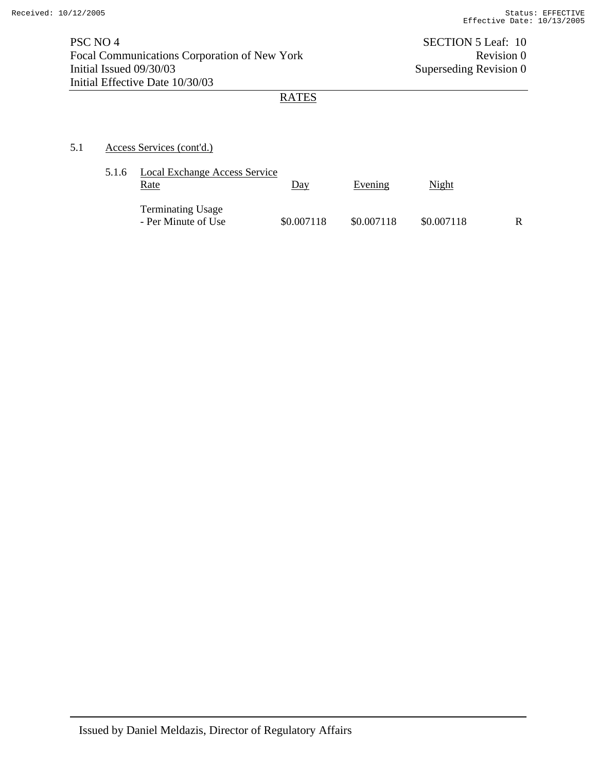## RATES

### 5.1 Access Services (cont'd.)

#### 5.1.6 Local Exchange Access Service

| Rate | Day | Evening | Night | |
|---|---|---|---|---|
| Terminating Usage<br>- Per Minute of Use | $0.007118 | $0.007118 | $0.007118 | R |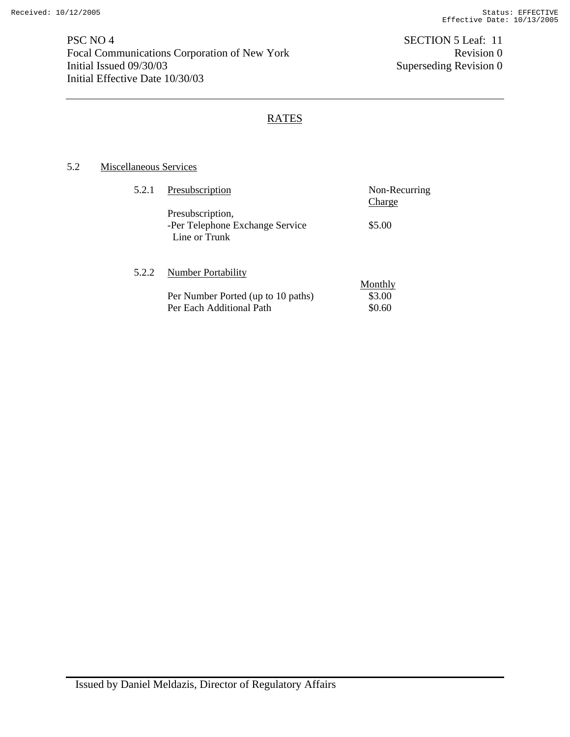PSC NO 4 SECTION 5 Leaf: 11
Focal Communications Corporation of New York Revision 0
Initial Issued 09/30/03 Superseding Revision 0
Initial Effective Date 10/30/03

## RATES

### 5.2 Miscellaneous Services

#### 5.2.1 Presubscription

| | Non-Recurring Charge |
|---|---|
| Presubscription, -Per Telephone Exchange Service Line or Trunk | $5.00 |

#### 5.2.2 Number Portability

| | Monthly |
|---|---|
| Per Number Ported (up to 10 paths) | $3.00 |
| Per Each Additional Path | $0.60 |

Issued by Daniel Meldazis, Director of Regulatory Affairs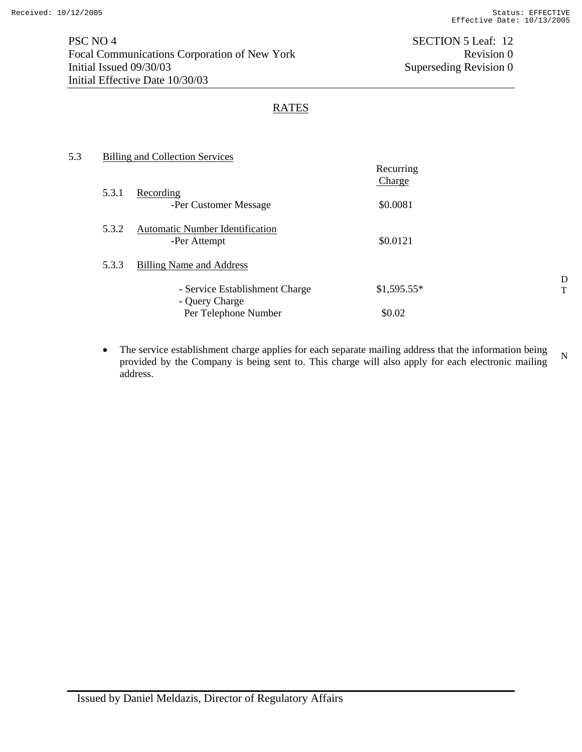PSC NO 4
Focal Communications Corporation of New York
Initial Issued 09/30/03
Initial Effective Date 10/30/03

SECTION 5 Leaf: 12
Revision 0
Superseding Revision 0

## RATES

5.3 Billing and Collection Services

| | Recurring Charge |
|---|---|
| 5.3.1 Recording | |
| -Per Customer Message | $0.0081 |
| 5.3.2 Automatic Number Identification | |
| -Per Attempt | $0.0121 |
| 5.3.3 Billing Name and Address | |
| - Service Establishment Charge | $1,595.55* |
| - Query Charge Per Telephone Number | $0.02 |

D
T

- The service establishment charge applies for each separate mailing address that the information being provided by the Company is being sent to. This charge will also apply for each electronic mailing address.

N

Issued by Daniel Meldazis, Director of Regulatory Affairs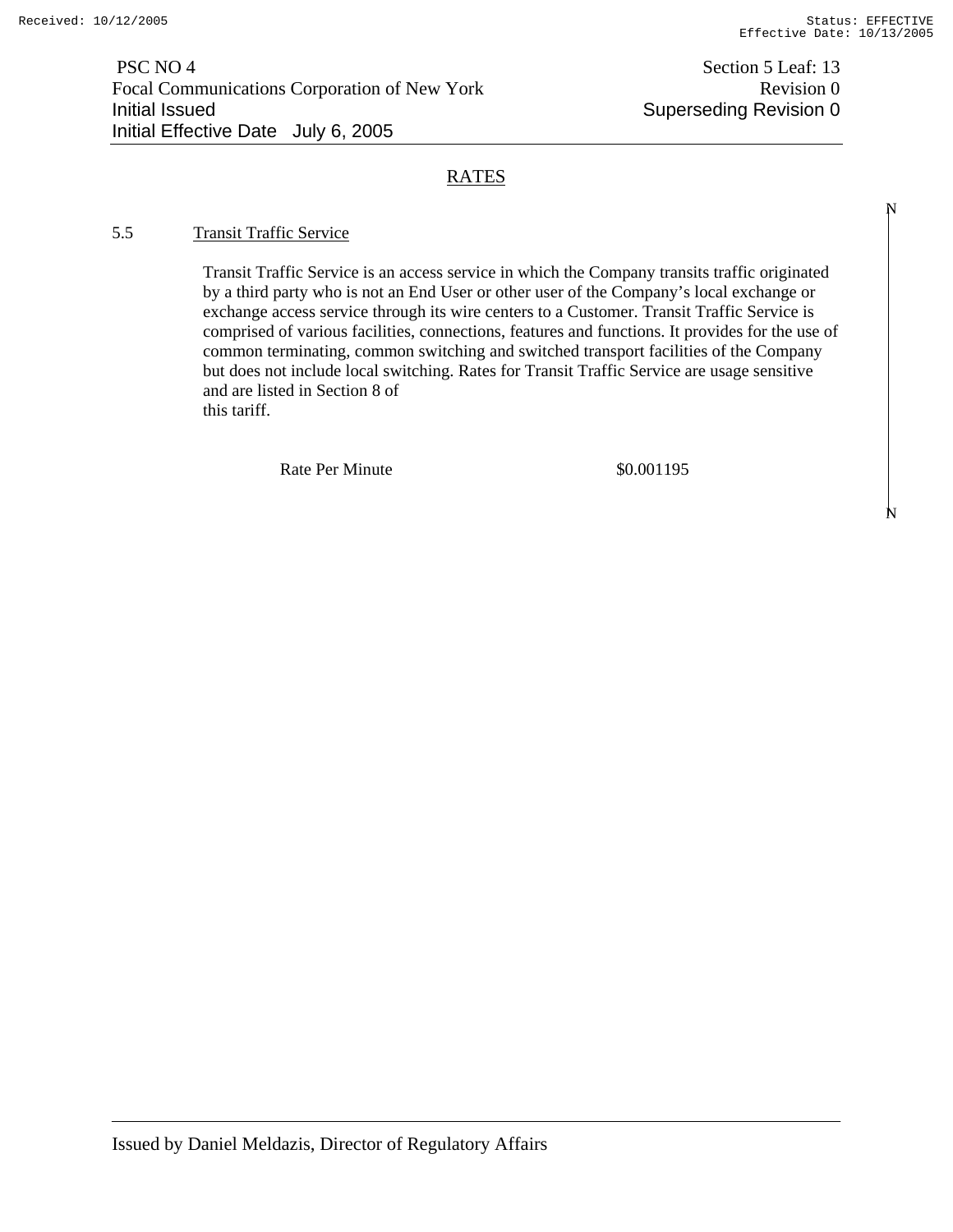## RATES

### 5.5 Transit Traffic Service

Transit Traffic Service is an access service in which the Company transits traffic originated by a third party who is not an End User or other user of the Company's local exchange or exchange access service through its wire centers to a Customer. Transit Traffic Service is comprised of various facilities, connections, features and functions. It provides for the use of common terminating, common switching and switched transport facilities of the Company but does not include local switching. Rates for Transit Traffic Service are usage sensitive and are listed in Section 8 of this tariff.

| | |
|---|---|
| Rate Per Minute | $0.001195 |

Issued by Daniel Meldazis, Director of Regulatory Affairs